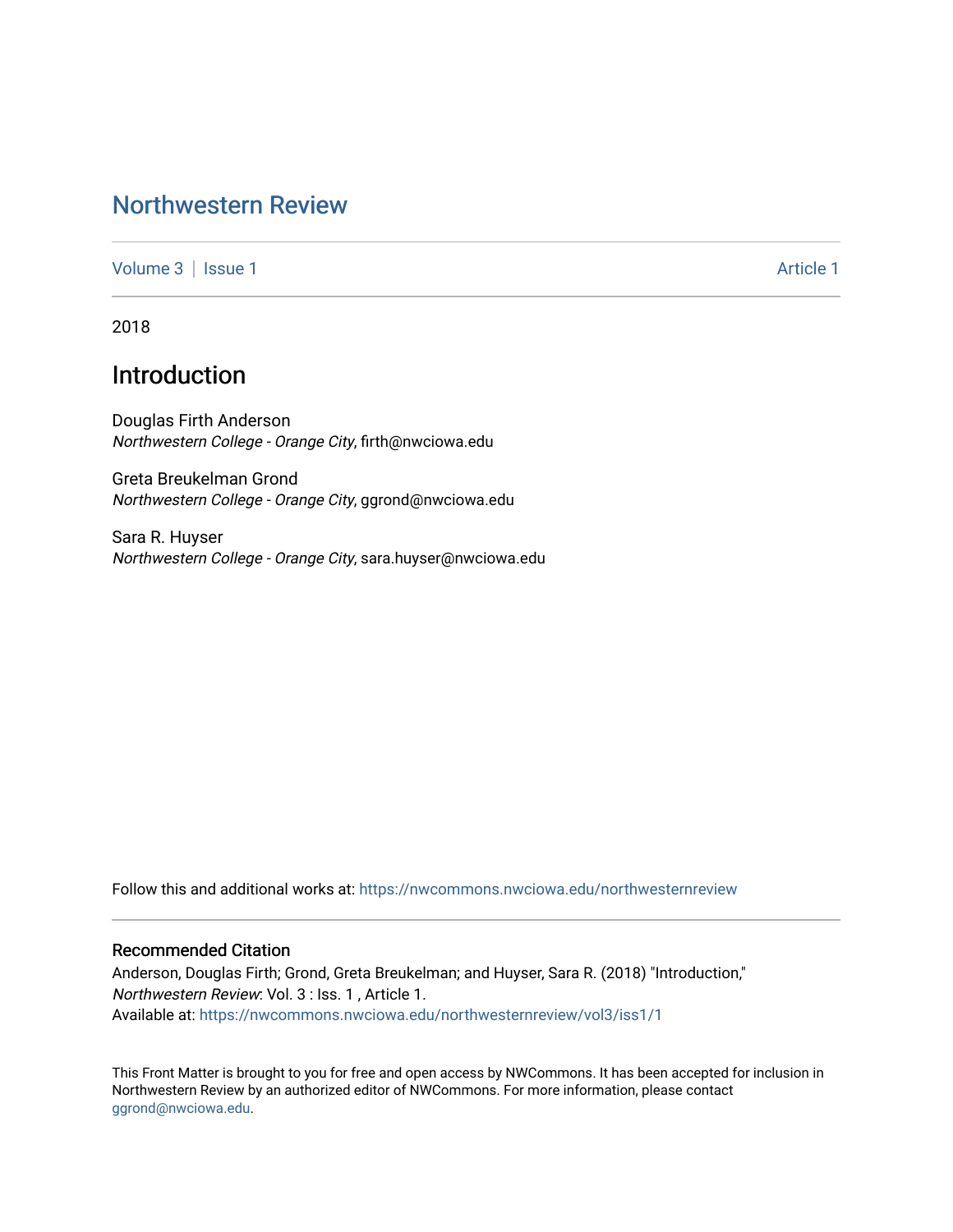# Northwestern Review

Volume 3 | Issue 1 Article 1

2018

## Introduction

Douglas Firth Anderson
*Northwestern College - Orange City*, firth@nwciowa.edu

Greta Breukelman Grond
*Northwestern College - Orange City*, ggrond@nwciowa.edu

Sara R. Huyser
*Northwestern College - Orange City*, sara.huyser@nwciowa.edu

Follow this and additional works at: https://nwcommons.nwciowa.edu/northwesternreview

### Recommended Citation

Anderson, Douglas Firth; Grond, Greta Breukelman; and Huyser, Sara R. (2018) "Introduction," *Northwestern Review*: Vol. 3 : Iss. 1 , Article 1.
Available at: https://nwcommons.nwciowa.edu/northwesternreview/vol3/iss1/1

This Front Matter is brought to you for free and open access by NWCommons. It has been accepted for inclusion in Northwestern Review by an authorized editor of NWCommons. For more information, please contact ggrond@nwciowa.edu.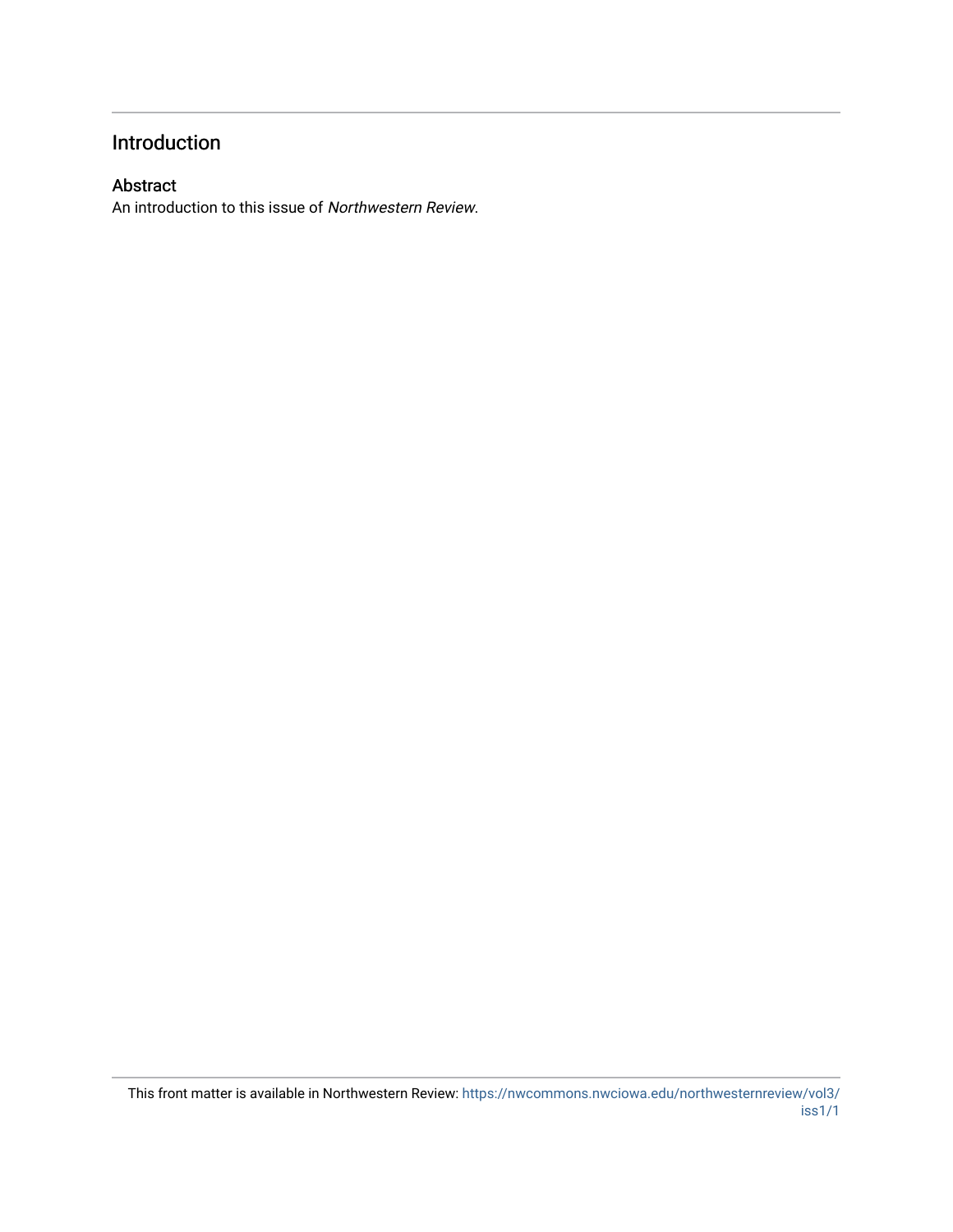# Introduction

## Abstract

An introduction to this issue of *Northwestern Review*.

This front matter is available in Northwestern Review: https://nwcommons.nwciowa.edu/northwesternreview/vol3/iss1/1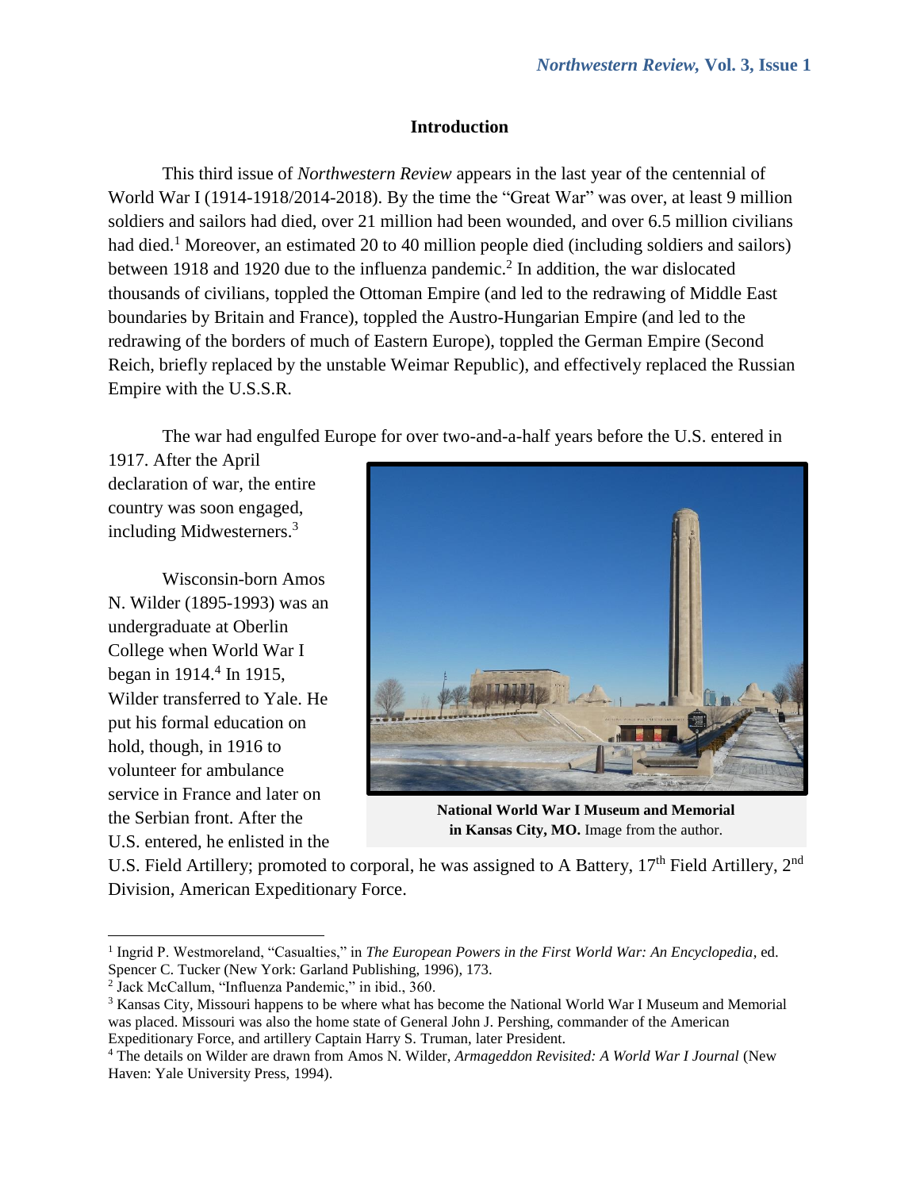## Introduction

This third issue of *Northwestern Review* appears in the last year of the centennial of World War I (1914-1918/2014-2018). By the time the "Great War" was over, at least 9 million soldiers and sailors had died, over 21 million had been wounded, and over 6.5 million civilians had died.[1] Moreover, an estimated 20 to 40 million people died (including soldiers and sailors) between 1918 and 1920 due to the influenza pandemic.[2] In addition, the war dislocated thousands of civilians, toppled the Ottoman Empire (and led to the redrawing of Middle East boundaries by Britain and France), toppled the Austro-Hungarian Empire (and led to the redrawing of the borders of much of Eastern Europe), toppled the German Empire (Second Reich, briefly replaced by the unstable Weimar Republic), and effectively replaced the Russian Empire with the U.S.S.R.

The war had engulfed Europe for over two-and-a-half years before the U.S. entered in 1917. After the April declaration of war, the entire country was soon engaged, including Midwesterners.[3]

**National World War I Museum and Memorial in Kansas City, MO.** Image from the author.

Wisconsin-born Amos N. Wilder (1895-1993) was an undergraduate at Oberlin College when World War I began in 1914.[4] In 1915, Wilder transferred to Yale. He put his formal education on hold, though, in 1916 to volunteer for ambulance service in France and later on the Serbian front. After the U.S. entered, he enlisted in the U.S. Field Artillery; promoted to corporal, he was assigned to A Battery, 17th Field Artillery, 2nd Division, American Expeditionary Force.

---

[1] Ingrid P. Westmoreland, "Casualties," in *The European Powers in the First World War: An Encyclopedia*, ed. Spencer C. Tucker (New York: Garland Publishing, 1996), 173.

[2] Jack McCallum, "Influenza Pandemic," in ibid., 360.

[3] Kansas City, Missouri happens to be where what has become the National World War I Museum and Memorial was placed. Missouri was also the home state of General John J. Pershing, commander of the American Expeditionary Force, and artillery Captain Harry S. Truman, later President.

[4] The details on Wilder are drawn from Amos N. Wilder, *Armageddon Revisited: A World War I Journal* (New Haven: Yale University Press, 1994).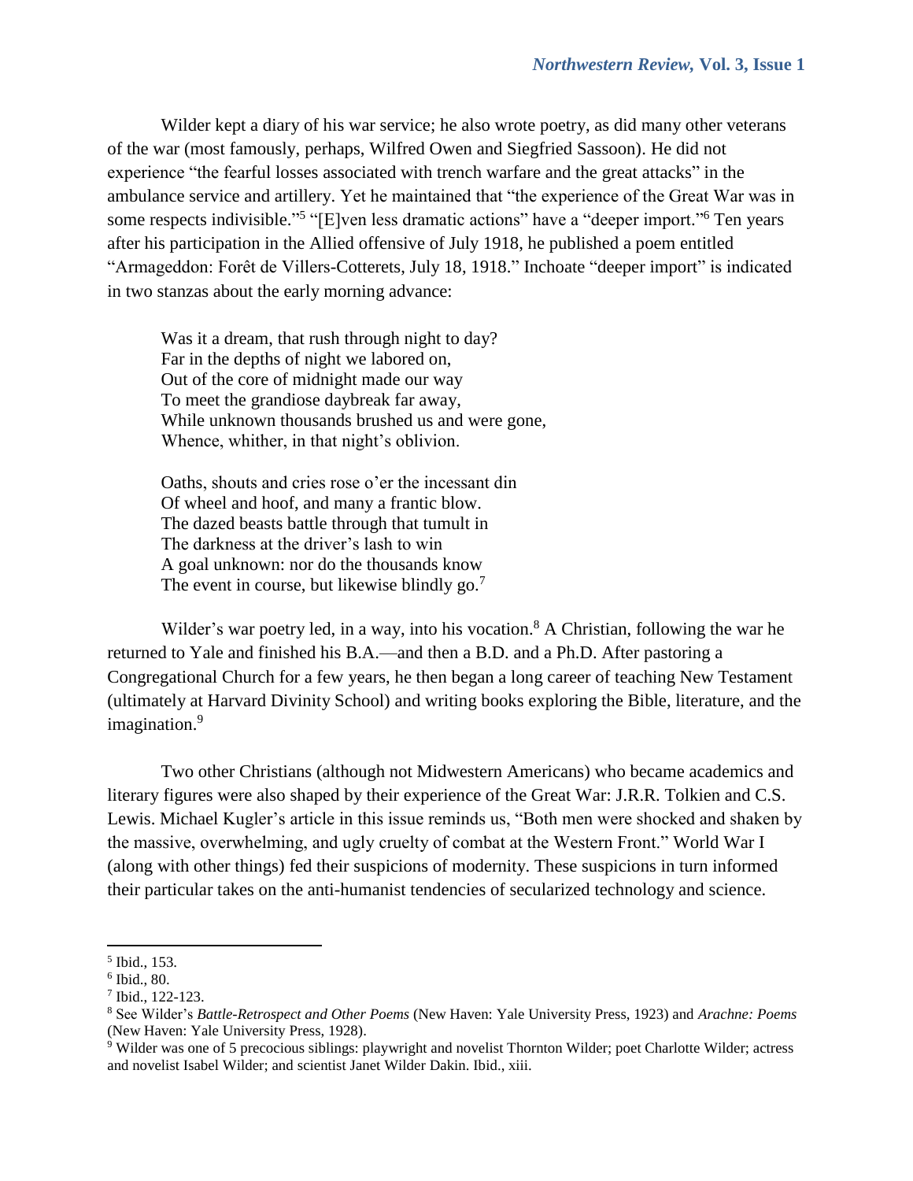Wilder kept a diary of his war service; he also wrote poetry, as did many other veterans of the war (most famously, perhaps, Wilfred Owen and Siegfried Sassoon). He did not experience "the fearful losses associated with trench warfare and the great attacks" in the ambulance service and artillery. Yet he maintained that "the experience of the Great War was in some respects indivisible."[5] "[E]ven less dramatic actions" have a "deeper import."[6] Ten years after his participation in the Allied offensive of July 1918, he published a poem entitled "Armageddon: Forêt de Villers-Cotterets, July 18, 1918." Inchoate "deeper import" is indicated in two stanzas about the early morning advance:

> Was it a dream, that rush through night to day?
> Far in the depths of night we labored on,
> Out of the core of midnight made our way
> To meet the grandiose daybreak far away,
> While unknown thousands brushed us and were gone,
> Whence, whither, in that night's oblivion.
>
> Oaths, shouts and cries rose o'er the incessant din
> Of wheel and hoof, and many a frantic blow.
> The dazed beasts battle through that tumult in
> The darkness at the driver's lash to win
> A goal unknown: nor do the thousands know
> The event in course, but likewise blindly go.[7]

Wilder's war poetry led, in a way, into his vocation.[8] A Christian, following the war he returned to Yale and finished his B.A.—and then a B.D. and a Ph.D. After pastoring a Congregational Church for a few years, he then began a long career of teaching New Testament (ultimately at Harvard Divinity School) and writing books exploring the Bible, literature, and the imagination.[9]

Two other Christians (although not Midwestern Americans) who became academics and literary figures were also shaped by their experience of the Great War: J.R.R. Tolkien and C.S. Lewis. Michael Kugler's article in this issue reminds us, "Both men were shocked and shaken by the massive, overwhelming, and ugly cruelty of combat at the Western Front." World War I (along with other things) fed their suspicions of modernity. These suspicions in turn informed their particular takes on the anti-humanist tendencies of secularized technology and science.

---

[5] Ibid., 153.

[6] Ibid., 80.

[7] Ibid., 122-123.

[8] See Wilder's *Battle-Retrospect and Other Poems* (New Haven: Yale University Press, 1923) and *Arachne: Poems* (New Haven: Yale University Press, 1928).

[9] Wilder was one of 5 precocious siblings: playwright and novelist Thornton Wilder; poet Charlotte Wilder; actress and novelist Isabel Wilder; and scientist Janet Wilder Dakin. Ibid., xiii.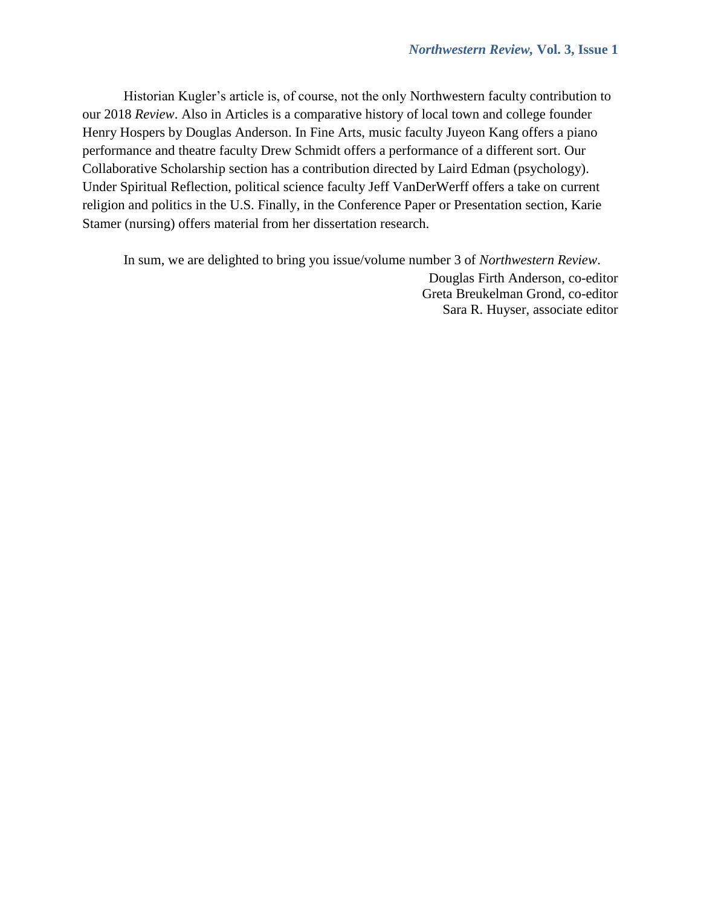Historian Kugler's article is, of course, not the only Northwestern faculty contribution to our 2018 *Review*. Also in Articles is a comparative history of local town and college founder Henry Hospers by Douglas Anderson. In Fine Arts, music faculty Juyeon Kang offers a piano performance and theatre faculty Drew Schmidt offers a performance of a different sort. Our Collaborative Scholarship section has a contribution directed by Laird Edman (psychology). Under Spiritual Reflection, political science faculty Jeff VanDerWerff offers a take on current religion and politics in the U.S. Finally, in the Conference Paper or Presentation section, Karie Stamer (nursing) offers material from her dissertation research.

In sum, we are delighted to bring you issue/volume number 3 of *Northwestern Review*.

Douglas Firth Anderson, co-editor
Greta Breukelman Grond, co-editor
Sara R. Huyser, associate editor